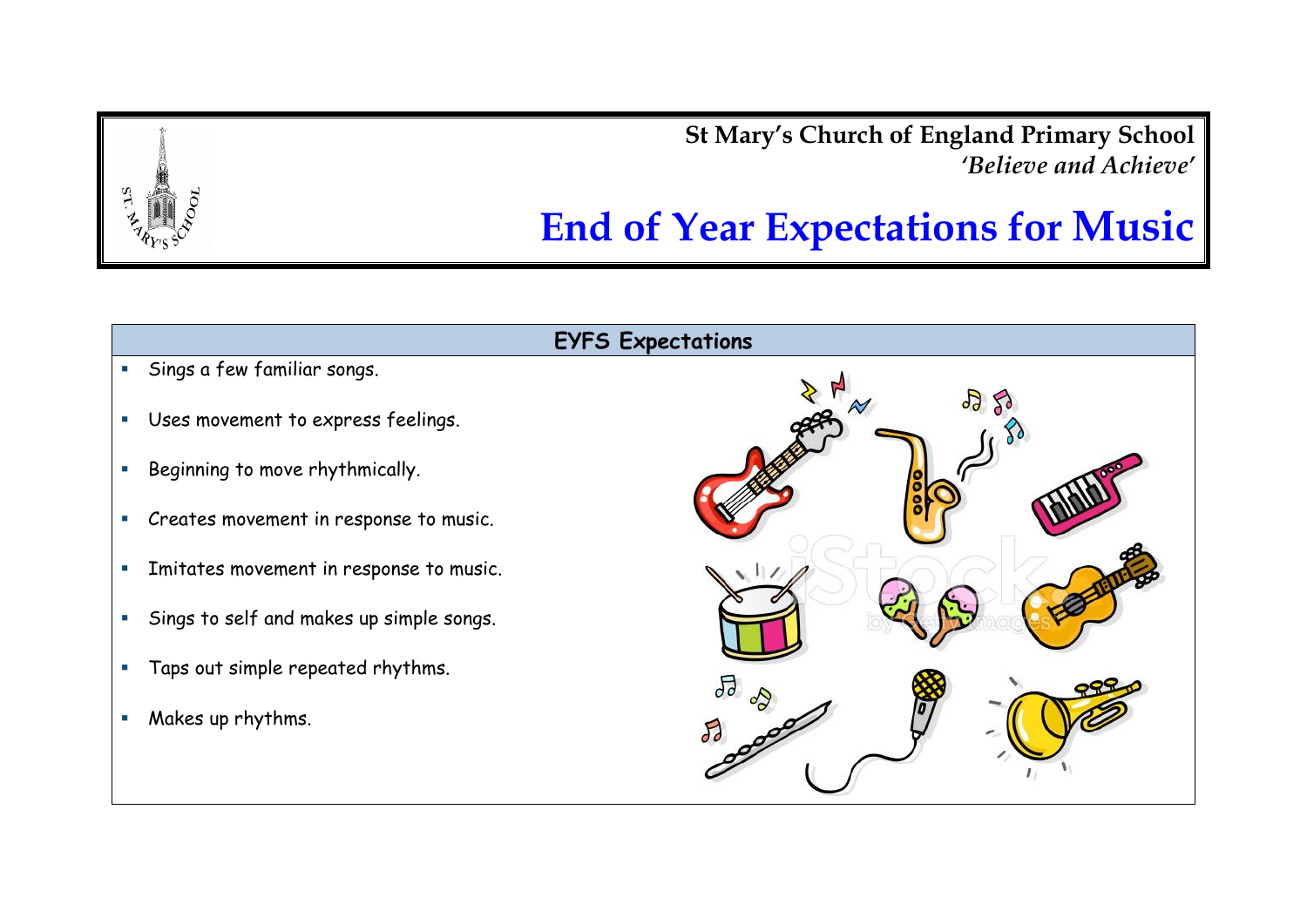**St Mary's Church of England Primary School**
*'Believe and Achieve'*

# End of Year Expectations for Music

## EYFS Expectations

- Sings a few familiar songs.
- Uses movement to express feelings.
- Beginning to move rhythmically.
- Creates movement in response to music.
- Imitates movement in response to music.
- Sings to self and makes up simple songs.
- Taps out simple repeated rhythms.
- Makes up rhythms.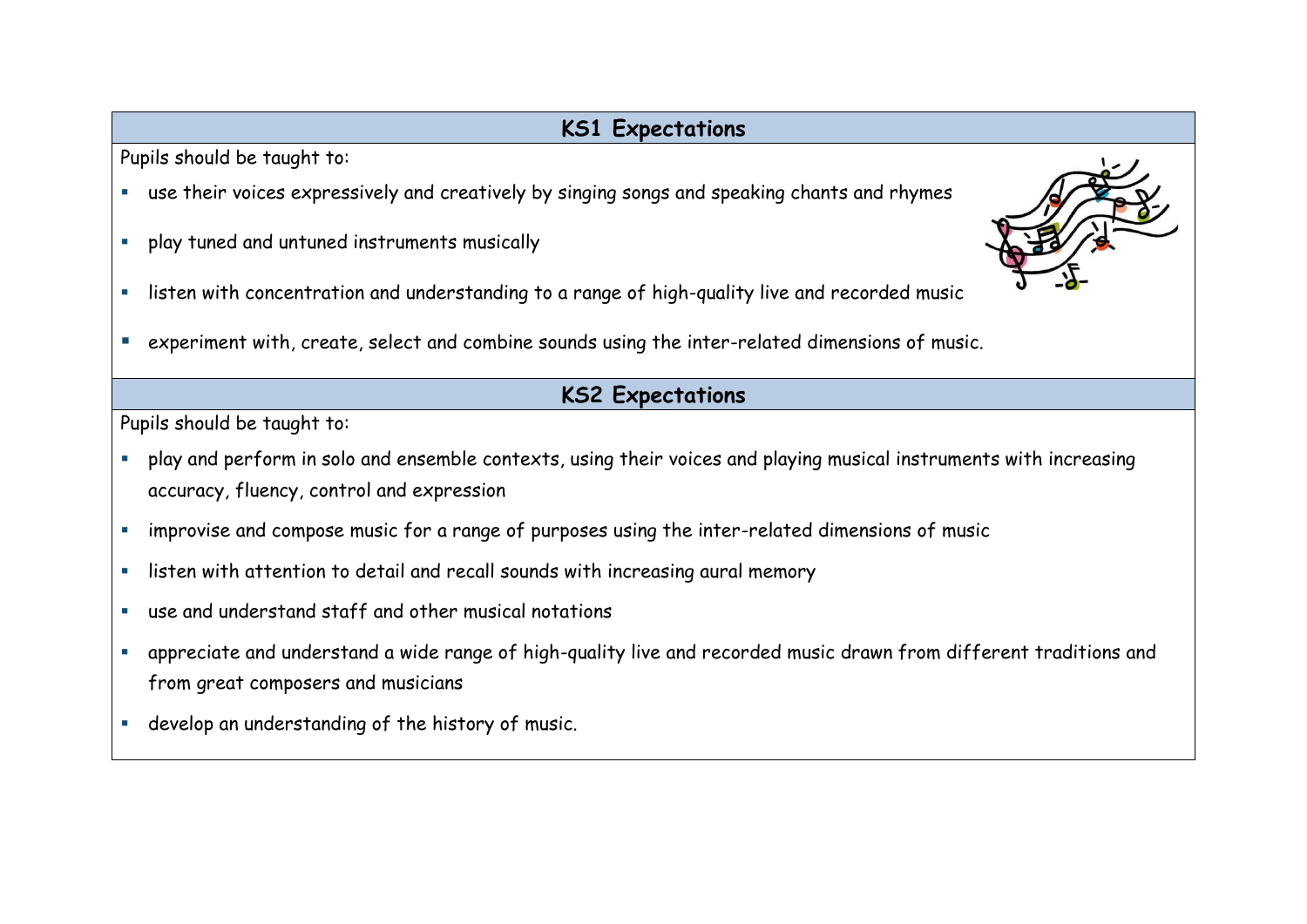## KS1 Expectations

Pupils should be taught to:

- use their voices expressively and creatively by singing songs and speaking chants and rhymes
- play tuned and untuned instruments musically
- listen with concentration and understanding to a range of high-quality live and recorded music
- experiment with, create, select and combine sounds using the inter-related dimensions of music.

## KS2 Expectations

Pupils should be taught to:

- play and perform in solo and ensemble contexts, using their voices and playing musical instruments with increasing accuracy, fluency, control and expression
- improvise and compose music for a range of purposes using the inter-related dimensions of music
- listen with attention to detail and recall sounds with increasing aural memory
- use and understand staff and other musical notations
- appreciate and understand a wide range of high-quality live and recorded music drawn from different traditions and from great composers and musicians
- develop an understanding of the history of music.